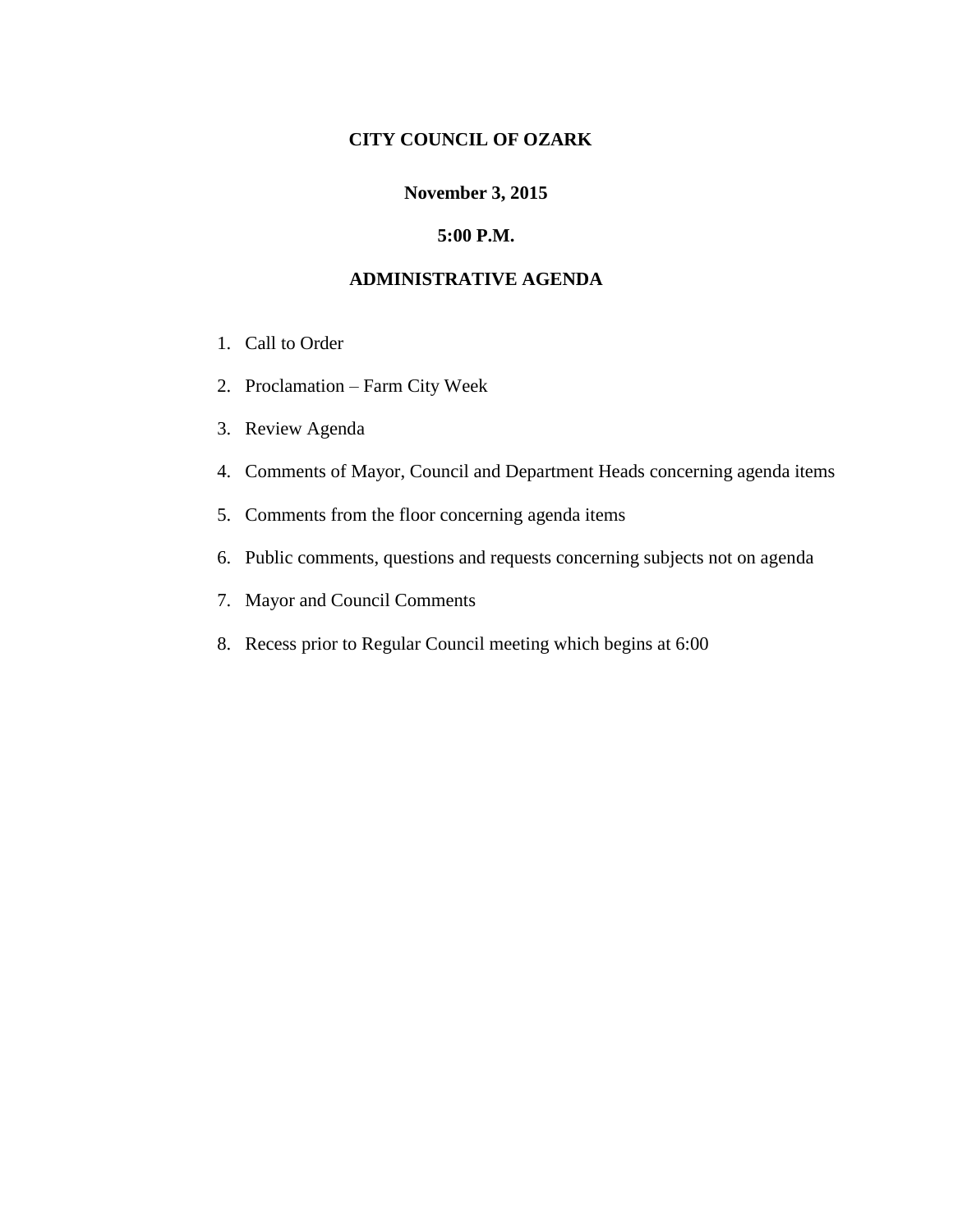**CITY COUNCIL OF OZARK**

**November 3, 2015**

**5:00 P.M.**

**ADMINISTRATIVE AGENDA**

1. Call to Order
2. Proclamation – Farm City Week
3. Review Agenda
4. Comments of Mayor, Council and Department Heads concerning agenda items
5. Comments from the floor concerning agenda items
6. Public comments, questions and requests concerning subjects not on agenda
7. Mayor and Council Comments
8. Recess prior to Regular Council meeting which begins at 6:00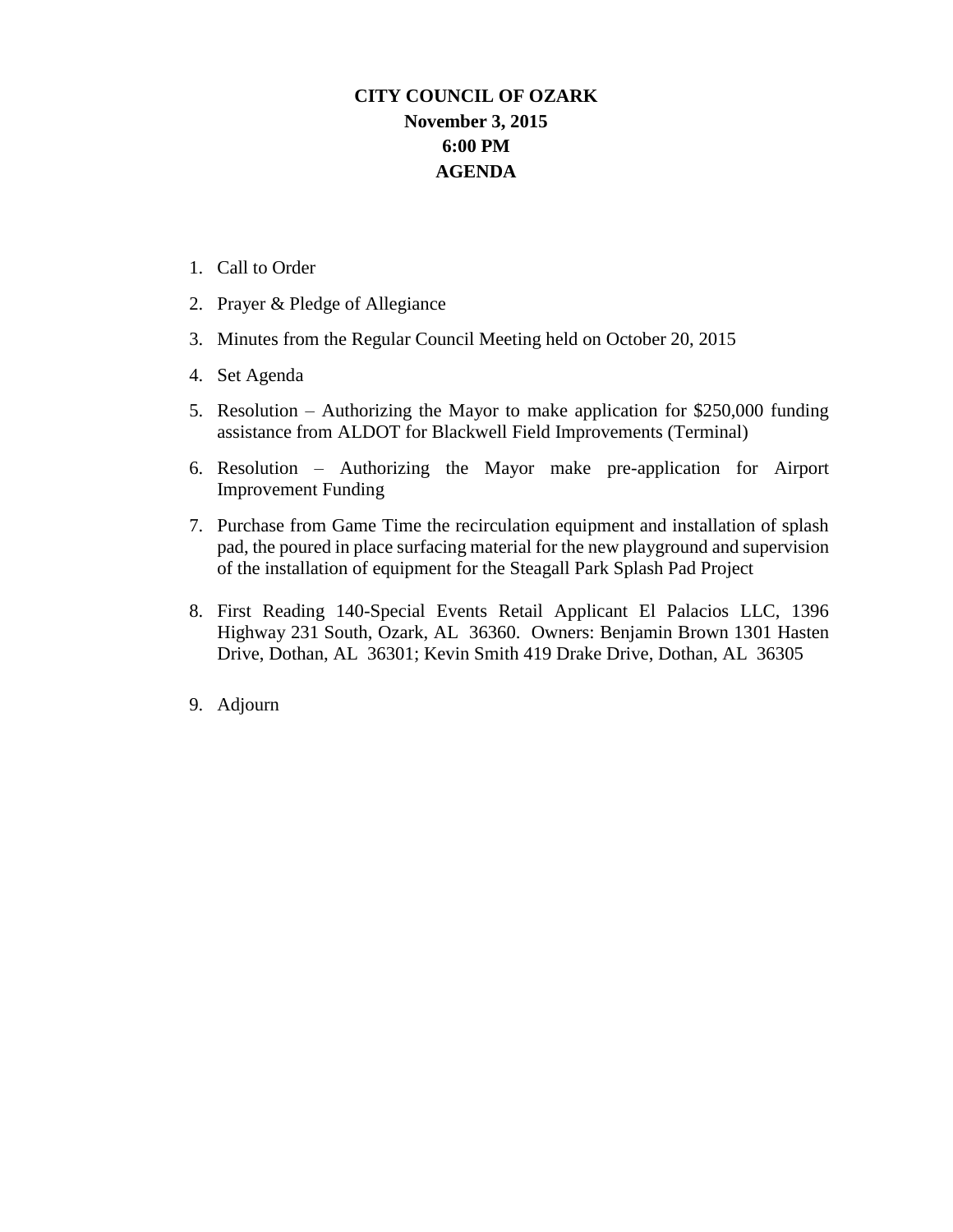# CITY COUNCIL OF OZARK
## November 3, 2015
## 6:00 PM
## AGENDA

1. Call to Order
2. Prayer & Pledge of Allegiance
3. Minutes from the Regular Council Meeting held on October 20, 2015
4. Set Agenda
5. Resolution – Authorizing the Mayor to make application for $250,000 funding assistance from ALDOT for Blackwell Field Improvements (Terminal)
6. Resolution – Authorizing the Mayor make pre-application for Airport Improvement Funding
7. Purchase from Game Time the recirculation equipment and installation of splash pad, the poured in place surfacing material for the new playground and supervision of the installation of equipment for the Steagall Park Splash Pad Project
8. First Reading 140-Special Events Retail Applicant El Palacios LLC, 1396 Highway 231 South, Ozark, AL 36360. Owners: Benjamin Brown 1301 Hasten Drive, Dothan, AL 36301; Kevin Smith 419 Drake Drive, Dothan, AL 36305
9. Adjourn